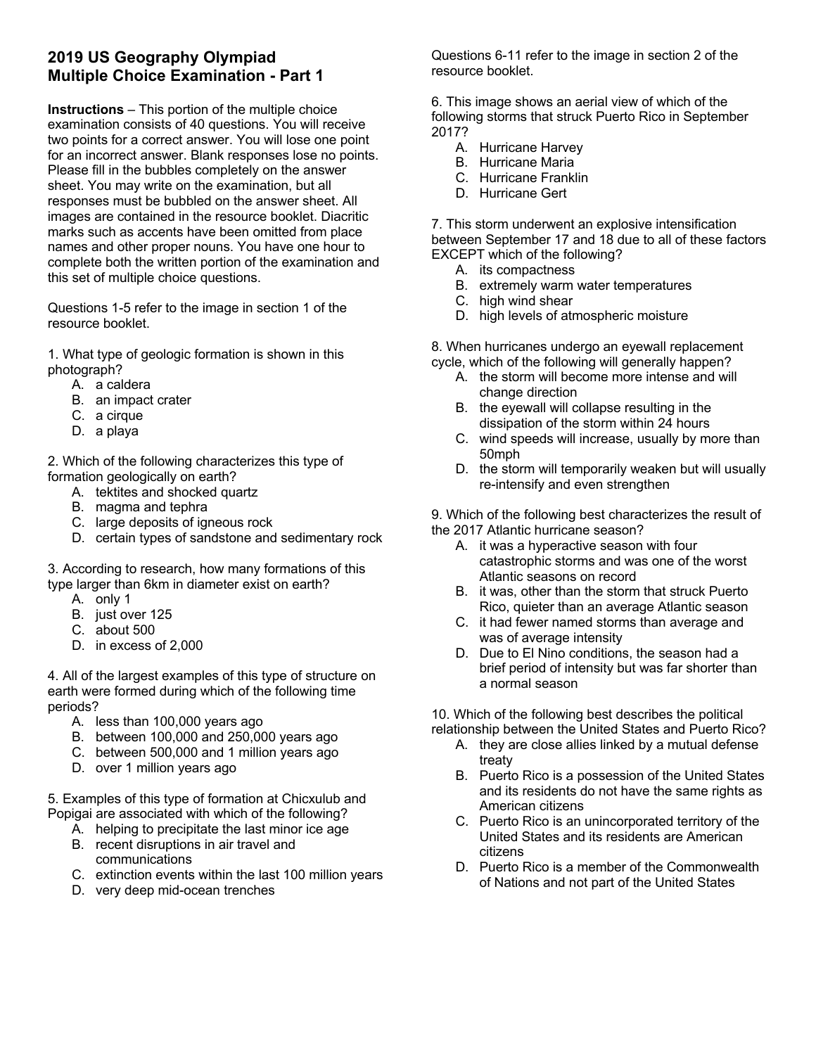# 2019 US Geography Olympiad
## Multiple Choice Examination - Part 1

**Instructions** – This portion of the multiple choice examination consists of 40 questions. You will receive two points for a correct answer. You will lose one point for an incorrect answer. Blank responses lose no points. Please fill in the bubbles completely on the answer sheet. You may write on the examination, but all responses must be bubbled on the answer sheet. All images are contained in the resource booklet. Diacritic marks such as accents have been omitted from place names and other proper nouns. You have one hour to complete both the written portion of the examination and this set of multiple choice questions.

Questions 1-5 refer to the image in section 1 of the resource booklet.

1. What type of geologic formation is shown in this photograph?
   A. a caldera
   B. an impact crater
   C. a cirque
   D. a playa

2. Which of the following characterizes this type of formation geologically on earth?
   A. tektites and shocked quartz
   B. magma and tephra
   C. large deposits of igneous rock
   D. certain types of sandstone and sedimentary rock

3. According to research, how many formations of this type larger than 6km in diameter exist on earth?
   A. only 1
   B. just over 125
   C. about 500
   D. in excess of 2,000

4. All of the largest examples of this type of structure on earth were formed during which of the following time periods?
   A. less than 100,000 years ago
   B. between 100,000 and 250,000 years ago
   C. between 500,000 and 1 million years ago
   D. over 1 million years ago

5. Examples of this type of formation at Chicxulub and Popigai are associated with which of the following?
   A. helping to precipitate the last minor ice age
   B. recent disruptions in air travel and communications
   C. extinction events within the last 100 million years
   D. very deep mid-ocean trenches

Questions 6-11 refer to the image in section 2 of the resource booklet.

6. This image shows an aerial view of which of the following storms that struck Puerto Rico in September 2017?
   A. Hurricane Harvey
   B. Hurricane Maria
   C. Hurricane Franklin
   D. Hurricane Gert

7. This storm underwent an explosive intensification between September 17 and 18 due to all of these factors EXCEPT which of the following?
   A. its compactness
   B. extremely warm water temperatures
   C. high wind shear
   D. high levels of atmospheric moisture

8. When hurricanes undergo an eyewall replacement cycle, which of the following will generally happen?
   A. the storm will become more intense and will change direction
   B. the eyewall will collapse resulting in the dissipation of the storm within 24 hours
   C. wind speeds will increase, usually by more than 50mph
   D. the storm will temporarily weaken but will usually re-intensify and even strengthen

9. Which of the following best characterizes the result of the 2017 Atlantic hurricane season?
   A. it was a hyperactive season with four catastrophic storms and was one of the worst Atlantic seasons on record
   B. it was, other than the storm that struck Puerto Rico, quieter than an average Atlantic season
   C. it had fewer named storms than average and was of average intensity
   D. Due to El Nino conditions, the season had a brief period of intensity but was far shorter than a normal season

10. Which of the following best describes the political relationship between the United States and Puerto Rico?
    A. they are close allies linked by a mutual defense treaty
    B. Puerto Rico is a possession of the United States and its residents do not have the same rights as American citizens
    C. Puerto Rico is an unincorporated territory of the United States and its residents are American citizens
    D. Puerto Rico is a member of the Commonwealth of Nations and not part of the United States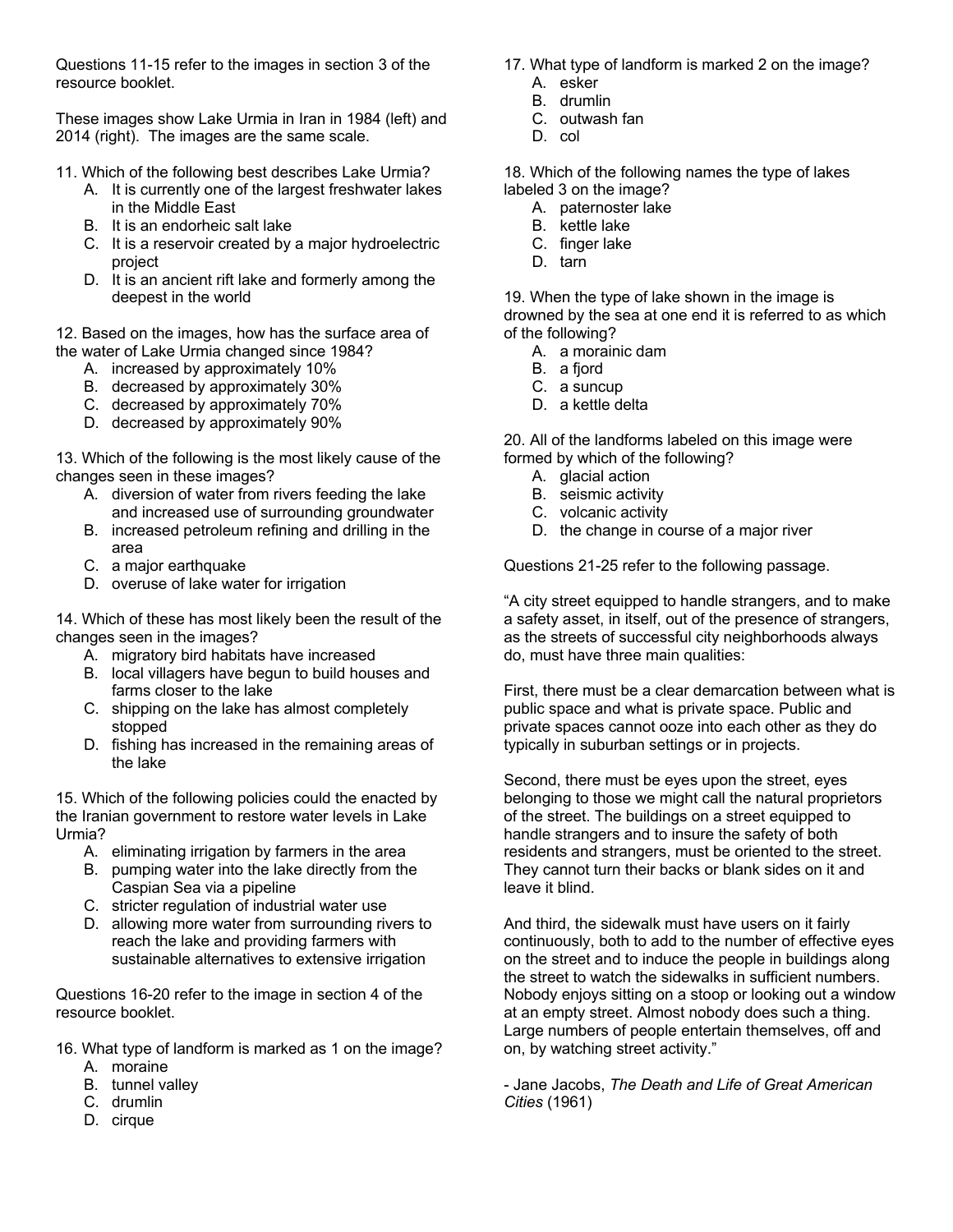Questions 11-15 refer to the images in section 3 of the resource booklet.

These images show Lake Urmia in Iran in 1984 (left) and 2014 (right). The images are the same scale.

11. Which of the following best describes Lake Urmia?
    A. It is currently one of the largest freshwater lakes in the Middle East
    B. It is an endorheic salt lake
    C. It is a reservoir created by a major hydroelectric project
    D. It is an ancient rift lake and formerly among the deepest in the world

12. Based on the images, how has the surface area of the water of Lake Urmia changed since 1984?
    A. increased by approximately 10%
    B. decreased by approximately 30%
    C. decreased by approximately 70%
    D. decreased by approximately 90%

13. Which of the following is the most likely cause of the changes seen in these images?
    A. diversion of water from rivers feeding the lake and increased use of surrounding groundwater
    B. increased petroleum refining and drilling in the area
    C. a major earthquake
    D. overuse of lake water for irrigation

14. Which of these has most likely been the result of the changes seen in the images?
    A. migratory bird habitats have increased
    B. local villagers have begun to build houses and farms closer to the lake
    C. shipping on the lake has almost completely stopped
    D. fishing has increased in the remaining areas of the lake

15. Which of the following policies could the enacted by the Iranian government to restore water levels in Lake Urmia?
    A. eliminating irrigation by farmers in the area
    B. pumping water into the lake directly from the Caspian Sea via a pipeline
    C. stricter regulation of industrial water use
    D. allowing more water from surrounding rivers to reach the lake and providing farmers with sustainable alternatives to extensive irrigation

Questions 16-20 refer to the image in section 4 of the resource booklet.

16. What type of landform is marked as 1 on the image?
    A. moraine
    B. tunnel valley
    C. drumlin
    D. cirque

17. What type of landform is marked 2 on the image?
    A. esker
    B. drumlin
    C. outwash fan
    D. col

18. Which of the following names the type of lakes labeled 3 on the image?
    A. paternoster lake
    B. kettle lake
    C. finger lake
    D. tarn

19. When the type of lake shown in the image is drowned by the sea at one end it is referred to as which of the following?
    A. a morainic dam
    B. a fjord
    C. a suncup
    D. a kettle delta

20. All of the landforms labeled on this image were formed by which of the following?
    A. glacial action
    B. seismic activity
    C. volcanic activity
    D. the change in course of a major river

Questions 21-25 refer to the following passage.

"A city street equipped to handle strangers, and to make a safety asset, in itself, out of the presence of strangers, as the streets of successful city neighborhoods always do, must have three main qualities:

First, there must be a clear demarcation between what is public space and what is private space. Public and private spaces cannot ooze into each other as they do typically in suburban settings or in projects.

Second, there must be eyes upon the street, eyes belonging to those we might call the natural proprietors of the street. The buildings on a street equipped to handle strangers and to insure the safety of both residents and strangers, must be oriented to the street. They cannot turn their backs or blank sides on it and leave it blind.

And third, the sidewalk must have users on it fairly continuously, both to add to the number of effective eyes on the street and to induce the people in buildings along the street to watch the sidewalks in sufficient numbers. Nobody enjoys sitting on a stoop or looking out a window at an empty street. Almost nobody does such a thing. Large numbers of people entertain themselves, off and on, by watching street activity."

\- Jane Jacobs, *The Death and Life of Great American Cities* (1961)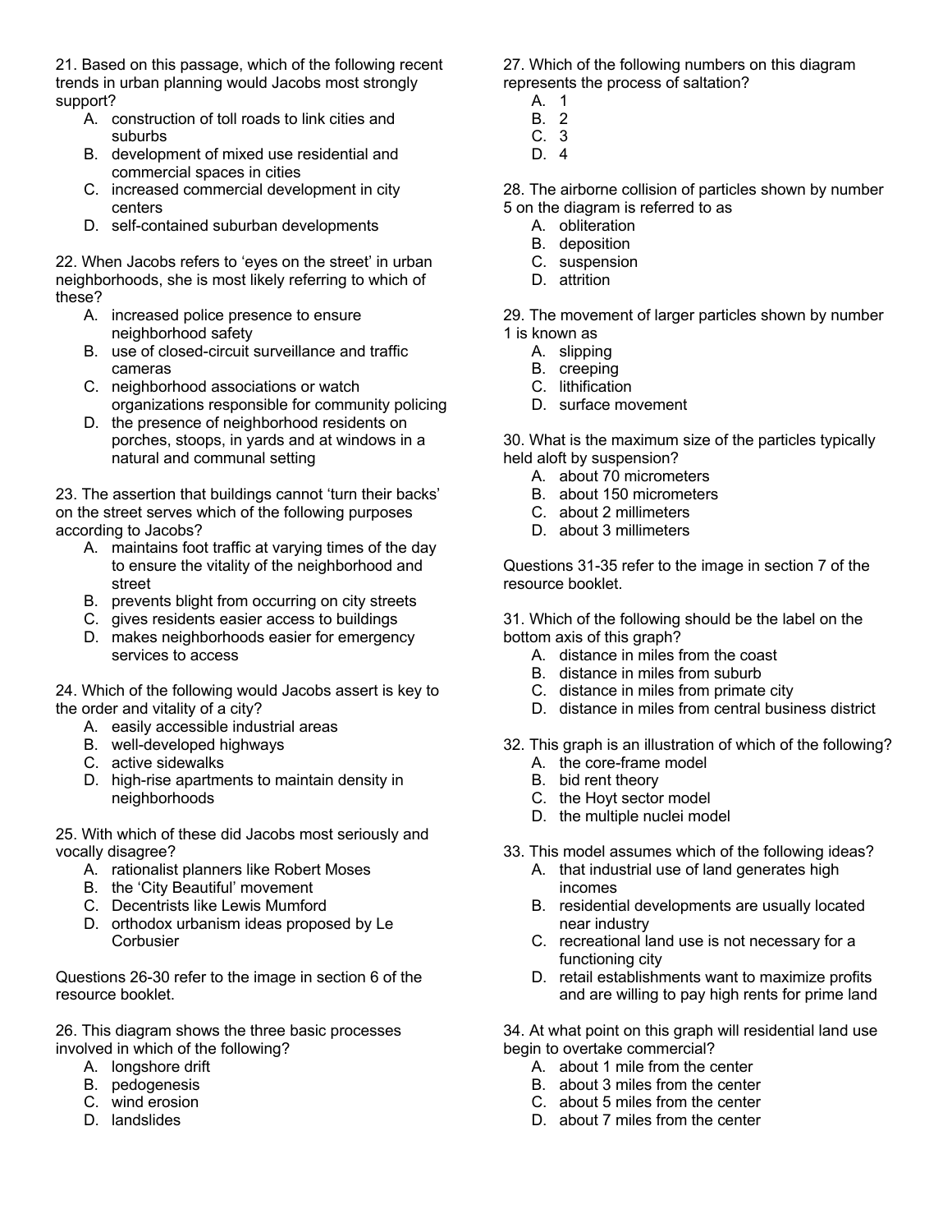21. Based on this passage, which of the following recent trends in urban planning would Jacobs most strongly support?

A. construction of toll roads to link cities and suburbs
B. development of mixed use residential and commercial spaces in cities
C. increased commercial development in city centers
D. self-contained suburban developments

22. When Jacobs refers to 'eyes on the street' in urban neighborhoods, she is most likely referring to which of these?

A. increased police presence to ensure neighborhood safety
B. use of closed-circuit surveillance and traffic cameras
C. neighborhood associations or watch organizations responsible for community policing
D. the presence of neighborhood residents on porches, stoops, in yards and at windows in a natural and communal setting

23. The assertion that buildings cannot 'turn their backs' on the street serves which of the following purposes according to Jacobs?

A. maintains foot traffic at varying times of the day to ensure the vitality of the neighborhood and street
B. prevents blight from occurring on city streets
C. gives residents easier access to buildings
D. makes neighborhoods easier for emergency services to access

24. Which of the following would Jacobs assert is key to the order and vitality of a city?

A. easily accessible industrial areas
B. well-developed highways
C. active sidewalks
D. high-rise apartments to maintain density in neighborhoods

25. With which of these did Jacobs most seriously and vocally disagree?

A. rationalist planners like Robert Moses
B. the 'City Beautiful' movement
C. Decentrists like Lewis Mumford
D. orthodox urbanism ideas proposed by Le Corbusier

Questions 26-30 refer to the image in section 6 of the resource booklet.

26. This diagram shows the three basic processes involved in which of the following?

A. longshore drift
B. pedogenesis
C. wind erosion
D. landslides

27. Which of the following numbers on this diagram represents the process of saltation?

A. 1
B. 2
C. 3
D. 4

28. The airborne collision of particles shown by number 5 on the diagram is referred to as

A. obliteration
B. deposition
C. suspension
D. attrition

29. The movement of larger particles shown by number 1 is known as

A. slipping
B. creeping
C. lithification
D. surface movement

30. What is the maximum size of the particles typically held aloft by suspension?

A. about 70 micrometers
B. about 150 micrometers
C. about 2 millimeters
D. about 3 millimeters

Questions 31-35 refer to the image in section 7 of the resource booklet.

31. Which of the following should be the label on the bottom axis of this graph?

A. distance in miles from the coast
B. distance in miles from suburb
C. distance in miles from primate city
D. distance in miles from central business district

32. This graph is an illustration of which of the following?

A. the core-frame model
B. bid rent theory
C. the Hoyt sector model
D. the multiple nuclei model

33. This model assumes which of the following ideas?

A. that industrial use of land generates high incomes
B. residential developments are usually located near industry
C. recreational land use is not necessary for a functioning city
D. retail establishments want to maximize profits and are willing to pay high rents for prime land

34. At what point on this graph will residential land use begin to overtake commercial?

A. about 1 mile from the center
B. about 3 miles from the center
C. about 5 miles from the center
D. about 7 miles from the center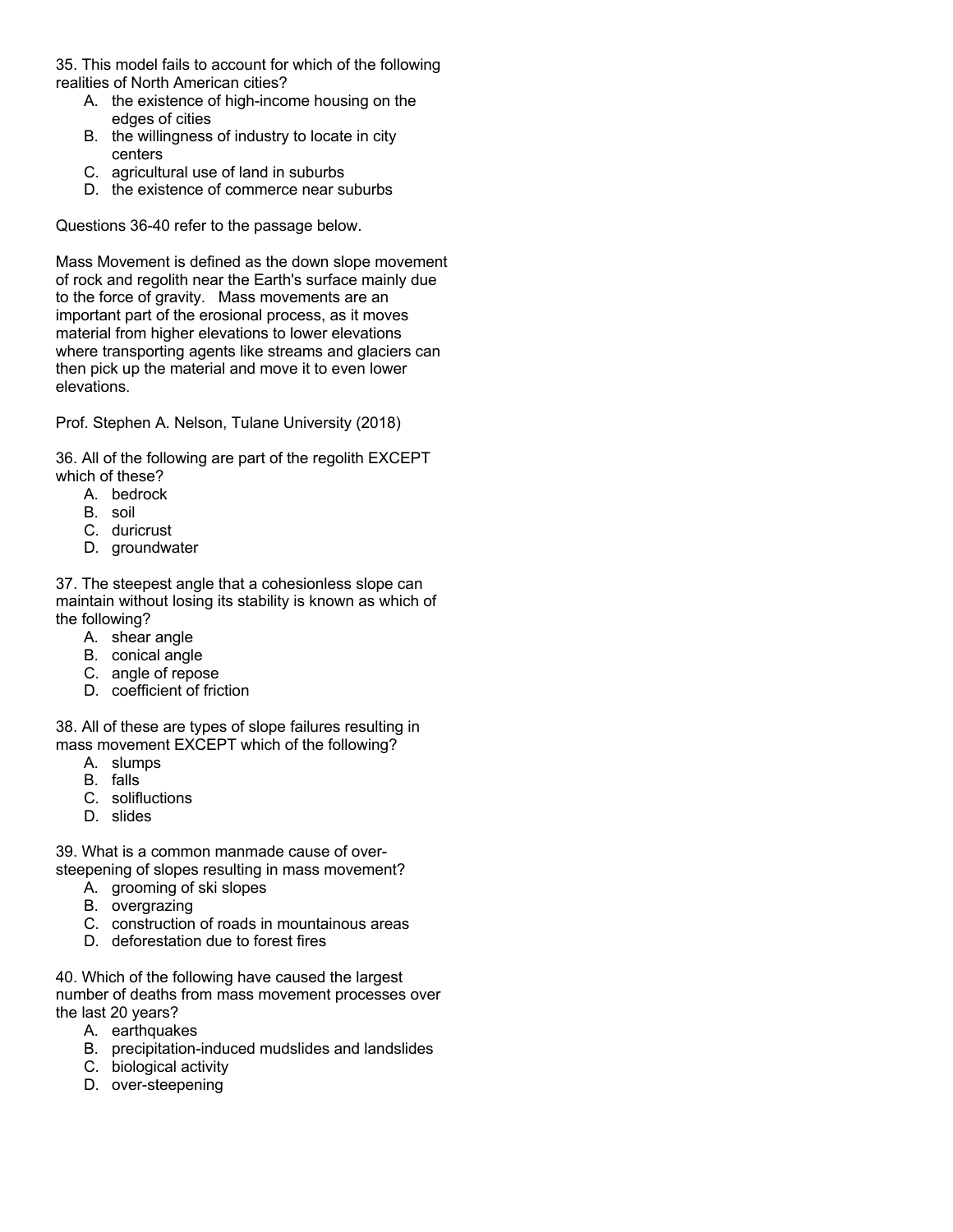35. This model fails to account for which of the following realities of North American cities?

A. the existence of high-income housing on the edges of cities
B. the willingness of industry to locate in city centers
C. agricultural use of land in suburbs
D. the existence of commerce near suburbs

Questions 36-40 refer to the passage below.

Mass Movement is defined as the down slope movement of rock and regolith near the Earth's surface mainly due to the force of gravity. Mass movements are an important part of the erosional process, as it moves material from higher elevations to lower elevations where transporting agents like streams and glaciers can then pick up the material and move it to even lower elevations.

Prof. Stephen A. Nelson, Tulane University (2018)

36. All of the following are part of the regolith EXCEPT which of these?

A. bedrock
B. soil
C. duricrust
D. groundwater

37. The steepest angle that a cohesionless slope can maintain without losing its stability is known as which of the following?

A. shear angle
B. conical angle
C. angle of repose
D. coefficient of friction

38. All of these are types of slope failures resulting in mass movement EXCEPT which of the following?

A. slumps
B. falls
C. solifluctions
D. slides

39. What is a common manmade cause of over-steepening of slopes resulting in mass movement?

A. grooming of ski slopes
B. overgrazing
C. construction of roads in mountainous areas
D. deforestation due to forest fires

40. Which of the following have caused the largest number of deaths from mass movement processes over the last 20 years?

A. earthquakes
B. precipitation-induced mudslides and landslides
C. biological activity
D. over-steepening